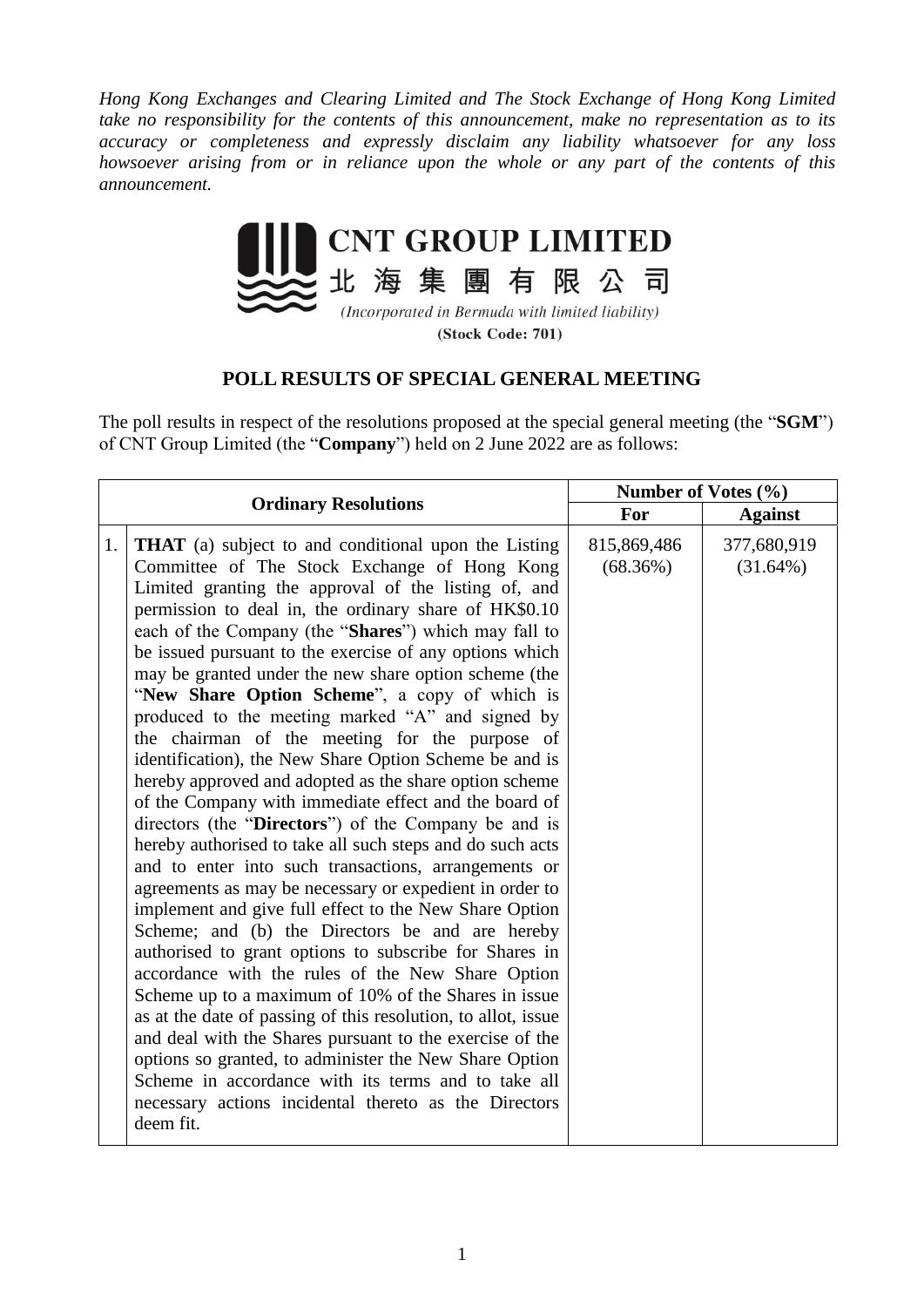*Hong Kong Exchanges and Clearing Limited and The Stock Exchange of Hong Kong Limited take no responsibility for the contents of this announcement, make no representation as to its accuracy or completeness and expressly disclaim any liability whatsoever for any loss howsoever arising from or in reliance upon the whole or any part of the contents of this announcement.*

# CNT GROUP LIMITED

# 北海集團有限公司

*(Incorporated in Bermuda with limited liability)*

**(Stock Code: 701)**

## POLL RESULTS OF SPECIAL GENERAL MEETING

The poll results in respect of the resolutions proposed at the special general meeting (the "**SGM**") of CNT Group Limited (the "**Company**") held on 2 June 2022 are as follows:

| | **Ordinary Resolutions** | **Number of Votes (%)** | |
|---|---|---|---|
| | | **For** | **Against** |
| 1. | **THAT** (a) subject to and conditional upon the Listing Committee of The Stock Exchange of Hong Kong Limited granting the approval of the listing of, and permission to deal in, the ordinary share of HK$0.10 each of the Company (the "**Shares**") which may fall to be issued pursuant to the exercise of any options which may be granted under the new share option scheme (the "**New Share Option Scheme**", a copy of which is produced to the meeting marked "A" and signed by the chairman of the meeting for the purpose of identification), the New Share Option Scheme be and is hereby approved and adopted as the share option scheme of the Company with immediate effect and the board of directors (the "**Directors**") of the Company be and is hereby authorised to take all such steps and do such acts and to enter into such transactions, arrangements or agreements as may be necessary or expedient in order to implement and give full effect to the New Share Option Scheme; and (b) the Directors be and are hereby authorised to grant options to subscribe for Shares in accordance with the rules of the New Share Option Scheme up to a maximum of 10% of the Shares in issue as at the date of passing of this resolution, to allot, issue and deal with the Shares pursuant to the exercise of the options so granted, to administer the New Share Option Scheme in accordance with its terms and to take all necessary actions incidental thereto as the Directors deem fit. | 815,869,486 (68.36%) | 377,680,919 (31.64%) |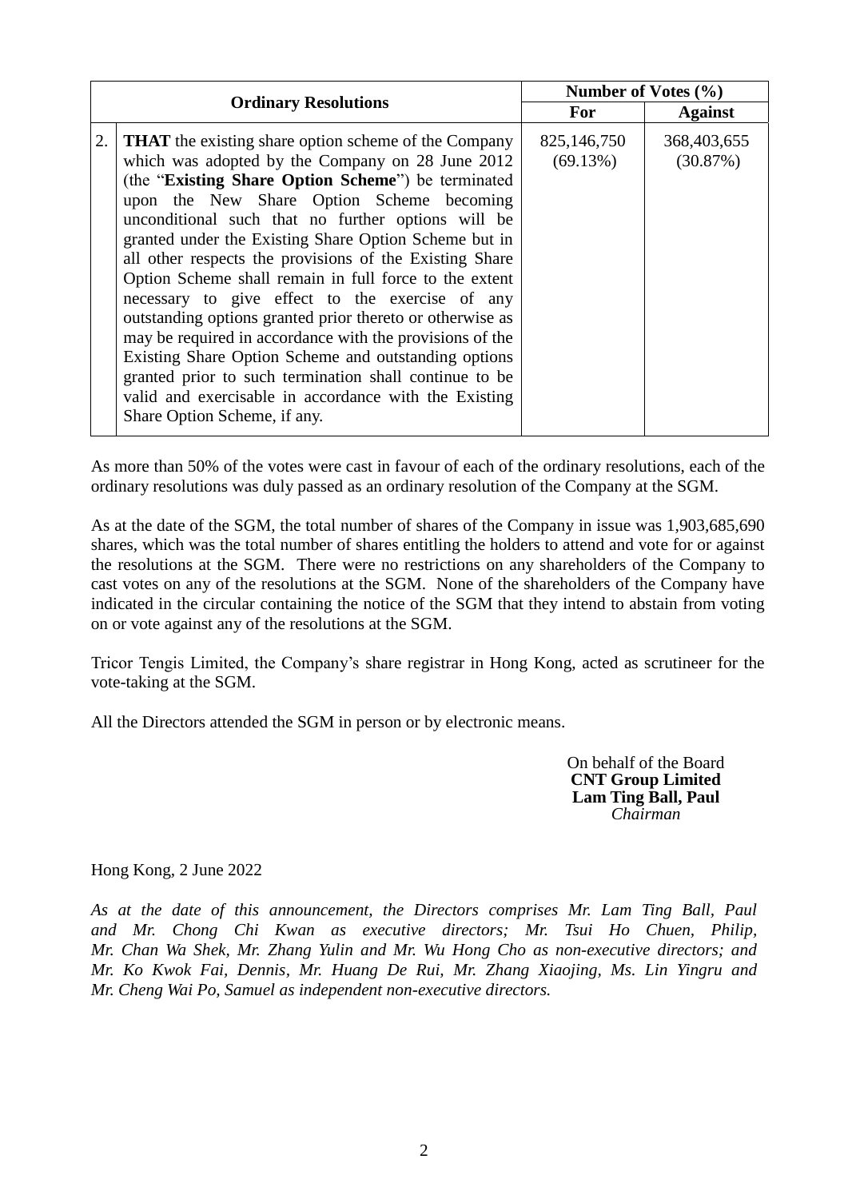| Ordinary Resolutions | | Number of Votes (%) | |
|---|---|---|---|
| | | **For** | **Against** |
| 2. | **THAT** the existing share option scheme of the Company which was adopted by the Company on 28 June 2012 (the "**Existing Share Option Scheme**") be terminated upon the New Share Option Scheme becoming unconditional such that no further options will be granted under the Existing Share Option Scheme but in all other respects the provisions of the Existing Share Option Scheme shall remain in full force to the extent necessary to give effect to the exercise of any outstanding options granted prior thereto or otherwise as may be required in accordance with the provisions of the Existing Share Option Scheme and outstanding options granted prior to such termination shall continue to be valid and exercisable in accordance with the Existing Share Option Scheme, if any. | 825,146,750 (69.13%) | 368,403,655 (30.87%) |

As more than 50% of the votes were cast in favour of each of the ordinary resolutions, each of the ordinary resolutions was duly passed as an ordinary resolution of the Company at the SGM.

As at the date of the SGM, the total number of shares of the Company in issue was 1,903,685,690 shares, which was the total number of shares entitling the holders to attend and vote for or against the resolutions at the SGM. There were no restrictions on any shareholders of the Company to cast votes on any of the resolutions at the SGM. None of the shareholders of the Company have indicated in the circular containing the notice of the SGM that they intend to abstain from voting on or vote against any of the resolutions at the SGM.

Tricor Tengis Limited, the Company's share registrar in Hong Kong, acted as scrutineer for the vote-taking at the SGM.

All the Directors attended the SGM in person or by electronic means.

On behalf of the Board
**CNT Group Limited**
**Lam Ting Ball, Paul**
*Chairman*

Hong Kong, 2 June 2022

*As at the date of this announcement, the Directors comprises Mr. Lam Ting Ball, Paul and Mr. Chong Chi Kwan as executive directors; Mr. Tsui Ho Chuen, Philip, Mr. Chan Wa Shek, Mr. Zhang Yulin and Mr. Wu Hong Cho as non-executive directors; and Mr. Ko Kwok Fai, Dennis, Mr. Huang De Rui, Mr. Zhang Xiaojing, Ms. Lin Yingru and Mr. Cheng Wai Po, Samuel as independent non-executive directors.*